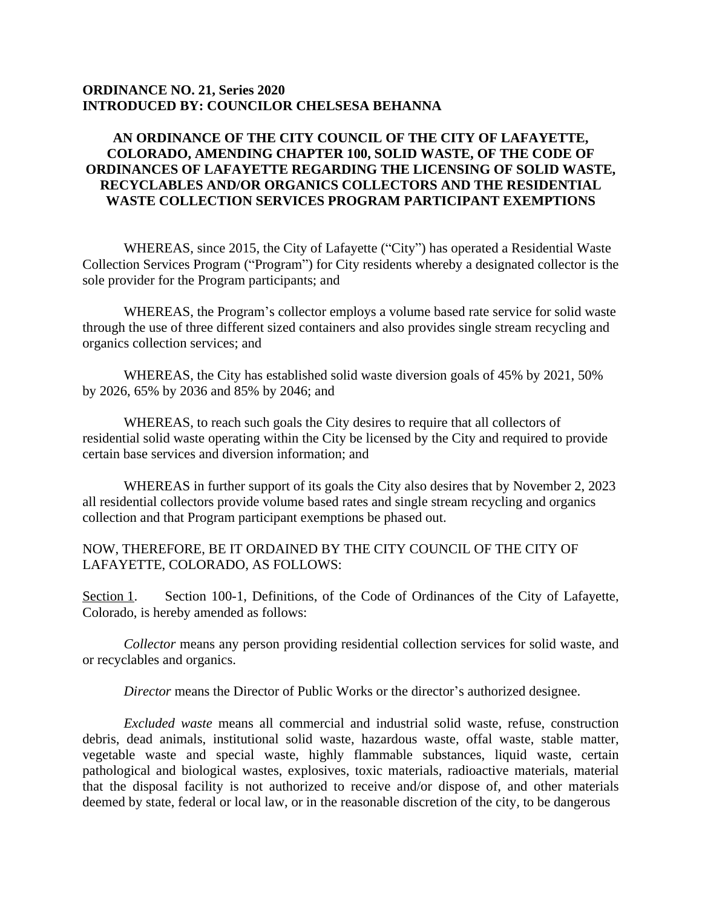**ORDINANCE NO. 21, Series 2020**
**INTRODUCED BY: COUNCILOR CHELSESA BEHANNA**

**AN ORDINANCE OF THE CITY COUNCIL OF THE CITY OF LAFAYETTE, COLORADO, AMENDING CHAPTER 100, SOLID WASTE, OF THE CODE OF ORDINANCES OF LAFAYETTE REGARDING THE LICENSING OF SOLID WASTE, RECYCLABLES AND/OR ORGANICS COLLECTORS AND THE RESIDENTIAL WASTE COLLECTION SERVICES PROGRAM PARTICIPANT EXEMPTIONS**

WHEREAS, since 2015, the City of Lafayette ("City") has operated a Residential Waste Collection Services Program ("Program") for City residents whereby a designated collector is the sole provider for the Program participants; and

WHEREAS, the Program's collector employs a volume based rate service for solid waste through the use of three different sized containers and also provides single stream recycling and organics collection services; and

WHEREAS, the City has established solid waste diversion goals of 45% by 2021, 50% by 2026, 65% by 2036 and 85% by 2046; and

WHEREAS, to reach such goals the City desires to require that all collectors of residential solid waste operating within the City be licensed by the City and required to provide certain base services and diversion information; and

WHEREAS in further support of its goals the City also desires that by November 2, 2023 all residential collectors provide volume based rates and single stream recycling and organics collection and that Program participant exemptions be phased out.

NOW, THEREFORE, BE IT ORDAINED BY THE CITY COUNCIL OF THE CITY OF LAFAYETTE, COLORADO, AS FOLLOWS:

Section 1. Section 100-1, Definitions, of the Code of Ordinances of the City of Lafayette, Colorado, is hereby amended as follows:

*Collector* means any person providing residential collection services for solid waste, and or recyclables and organics.

*Director* means the Director of Public Works or the director's authorized designee.

*Excluded waste* means all commercial and industrial solid waste, refuse, construction debris, dead animals, institutional solid waste, hazardous waste, offal waste, stable matter, vegetable waste and special waste, highly flammable substances, liquid waste, certain pathological and biological wastes, explosives, toxic materials, radioactive materials, material that the disposal facility is not authorized to receive and/or dispose of, and other materials deemed by state, federal or local law, or in the reasonable discretion of the city, to be dangerous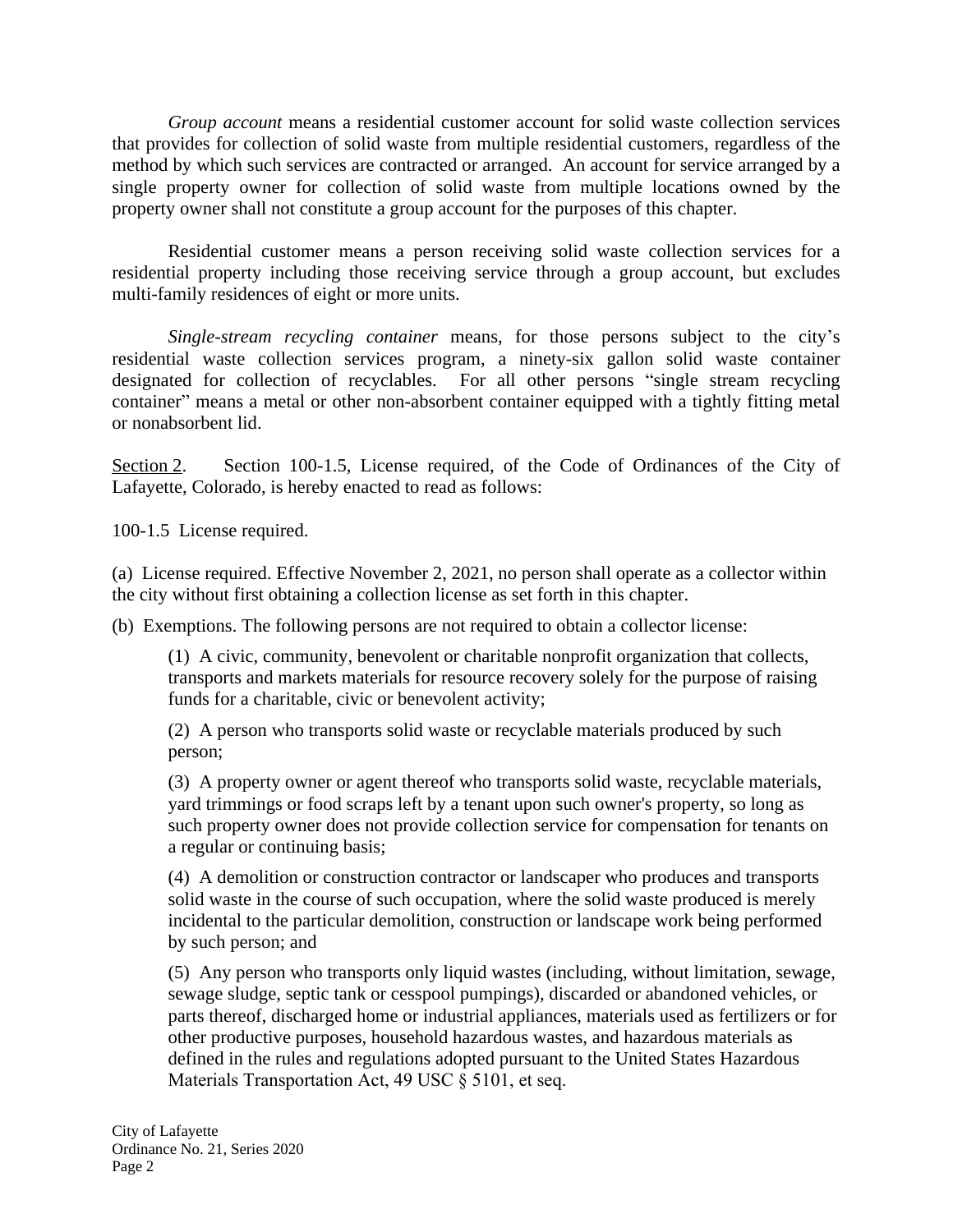*Group account* means a residential customer account for solid waste collection services that provides for collection of solid waste from multiple residential customers, regardless of the method by which such services are contracted or arranged. An account for service arranged by a single property owner for collection of solid waste from multiple locations owned by the property owner shall not constitute a group account for the purposes of this chapter.

Residential customer means a person receiving solid waste collection services for a residential property including those receiving service through a group account, but excludes multi-family residences of eight or more units.

*Single-stream recycling container* means, for those persons subject to the city's residential waste collection services program, a ninety-six gallon solid waste container designated for collection of recyclables. For all other persons "single stream recycling container" means a metal or other non-absorbent container equipped with a tightly fitting metal or nonabsorbent lid.

<u>Section 2</u>. Section 100-1.5, License required, of the Code of Ordinances of the City of Lafayette, Colorado, is hereby enacted to read as follows:

100-1.5 License required.

(a) License required. Effective November 2, 2021, no person shall operate as a collector within the city without first obtaining a collection license as set forth in this chapter.

(b) Exemptions. The following persons are not required to obtain a collector license:

(1) A civic, community, benevolent or charitable nonprofit organization that collects, transports and markets materials for resource recovery solely for the purpose of raising funds for a charitable, civic or benevolent activity;

(2) A person who transports solid waste or recyclable materials produced by such person;

(3) A property owner or agent thereof who transports solid waste, recyclable materials, yard trimmings or food scraps left by a tenant upon such owner's property, so long as such property owner does not provide collection service for compensation for tenants on a regular or continuing basis;

(4) A demolition or construction contractor or landscaper who produces and transports solid waste in the course of such occupation, where the solid waste produced is merely incidental to the particular demolition, construction or landscape work being performed by such person; and

(5) Any person who transports only liquid wastes (including, without limitation, sewage, sewage sludge, septic tank or cesspool pumpings), discarded or abandoned vehicles, or parts thereof, discharged home or industrial appliances, materials used as fertilizers or for other productive purposes, household hazardous wastes, and hazardous materials as defined in the rules and regulations adopted pursuant to the United States Hazardous Materials Transportation Act, 49 USC § 5101, et seq.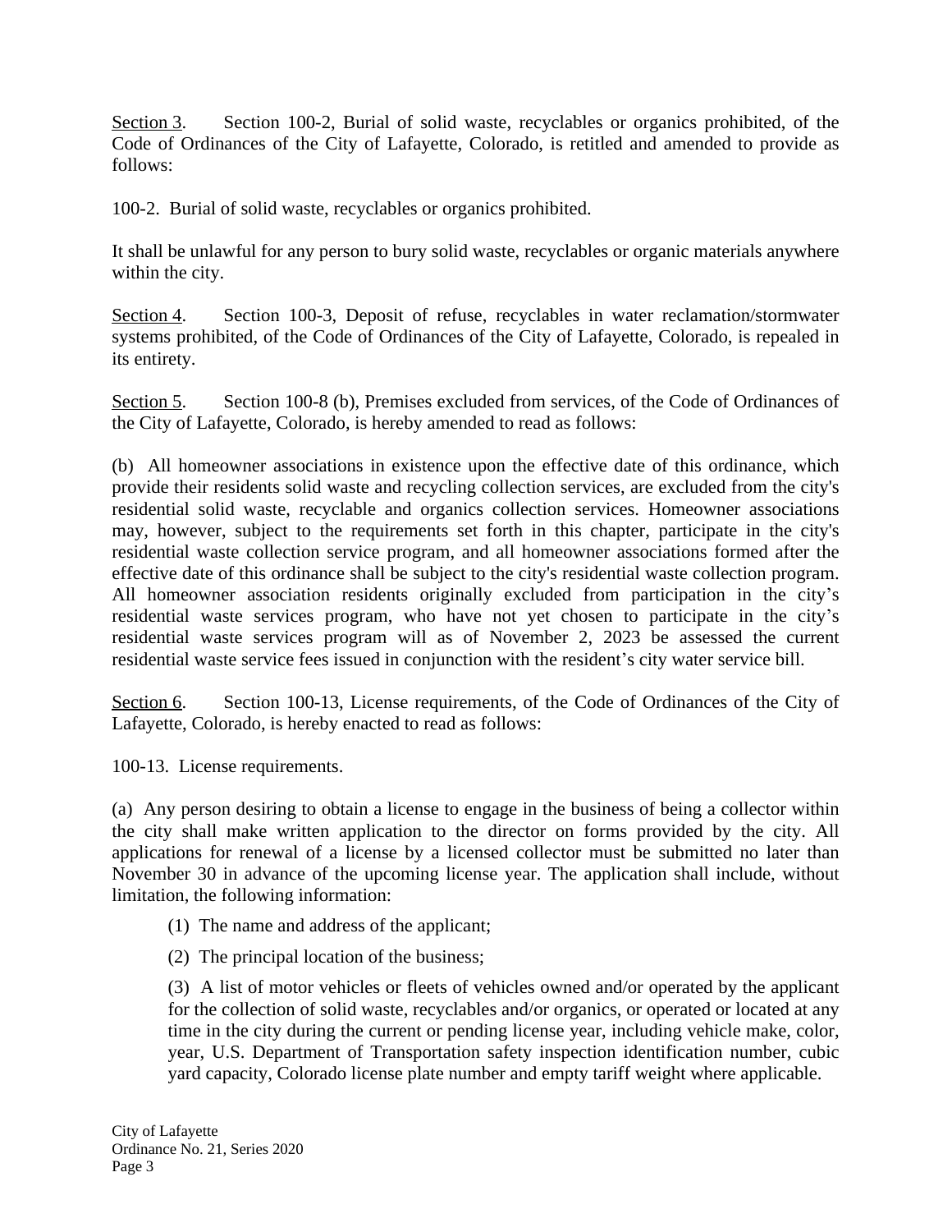Section 3. Section 100-2, Burial of solid waste, recyclables or organics prohibited, of the Code of Ordinances of the City of Lafayette, Colorado, is retitled and amended to provide as follows:

100-2. Burial of solid waste, recyclables or organics prohibited.

It shall be unlawful for any person to bury solid waste, recyclables or organic materials anywhere within the city.

Section 4. Section 100-3, Deposit of refuse, recyclables in water reclamation/stormwater systems prohibited, of the Code of Ordinances of the City of Lafayette, Colorado, is repealed in its entirety.

Section 5. Section 100-8 (b), Premises excluded from services, of the Code of Ordinances of the City of Lafayette, Colorado, is hereby amended to read as follows:

(b) All homeowner associations in existence upon the effective date of this ordinance, which provide their residents solid waste and recycling collection services, are excluded from the city's residential solid waste, recyclable and organics collection services. Homeowner associations may, however, subject to the requirements set forth in this chapter, participate in the city's residential waste collection service program, and all homeowner associations formed after the effective date of this ordinance shall be subject to the city's residential waste collection program. All homeowner association residents originally excluded from participation in the city's residential waste services program, who have not yet chosen to participate in the city's residential waste services program will as of November 2, 2023 be assessed the current residential waste service fees issued in conjunction with the resident's city water service bill.

Section 6. Section 100-13, License requirements, of the Code of Ordinances of the City of Lafayette, Colorado, is hereby enacted to read as follows:

100-13. License requirements.

(a) Any person desiring to obtain a license to engage in the business of being a collector within the city shall make written application to the director on forms provided by the city. All applications for renewal of a license by a licensed collector must be submitted no later than November 30 in advance of the upcoming license year. The application shall include, without limitation, the following information:

(1) The name and address of the applicant;

(2) The principal location of the business;

(3) A list of motor vehicles or fleets of vehicles owned and/or operated by the applicant for the collection of solid waste, recyclables and/or organics, or operated or located at any time in the city during the current or pending license year, including vehicle make, color, year, U.S. Department of Transportation safety inspection identification number, cubic yard capacity, Colorado license plate number and empty tariff weight where applicable.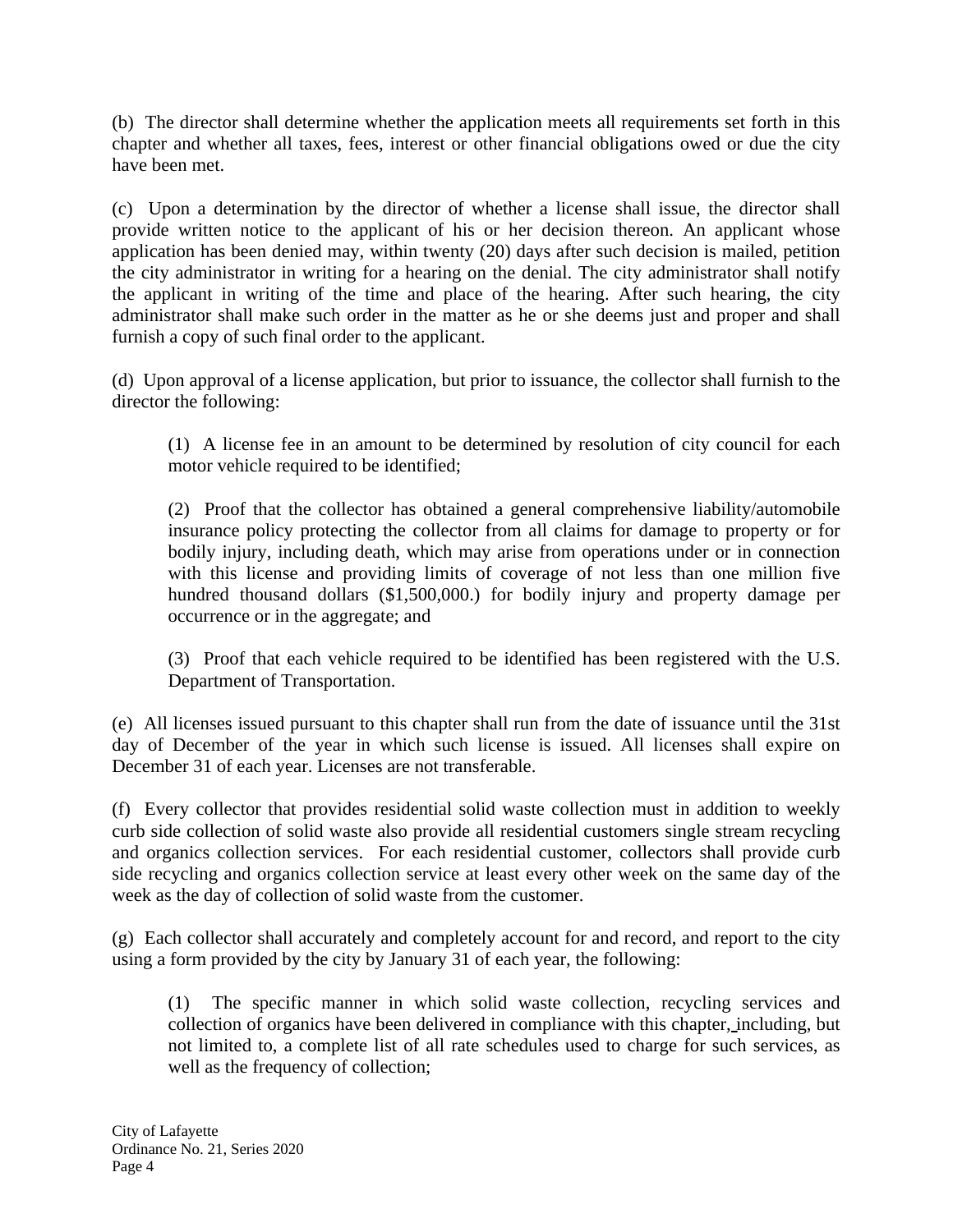(b) The director shall determine whether the application meets all requirements set forth in this chapter and whether all taxes, fees, interest or other financial obligations owed or due the city have been met.

(c) Upon a determination by the director of whether a license shall issue, the director shall provide written notice to the applicant of his or her decision thereon. An applicant whose application has been denied may, within twenty (20) days after such decision is mailed, petition the city administrator in writing for a hearing on the denial. The city administrator shall notify the applicant in writing of the time and place of the hearing. After such hearing, the city administrator shall make such order in the matter as he or she deems just and proper and shall furnish a copy of such final order to the applicant.

(d) Upon approval of a license application, but prior to issuance, the collector shall furnish to the director the following:

> (1) A license fee in an amount to be determined by resolution of city council for each motor vehicle required to be identified;
>
> (2) Proof that the collector has obtained a general comprehensive liability/automobile insurance policy protecting the collector from all claims for damage to property or for bodily injury, including death, which may arise from operations under or in connection with this license and providing limits of coverage of not less than one million five hundred thousand dollars ($1,500,000.) for bodily injury and property damage per occurrence or in the aggregate; and
>
> (3) Proof that each vehicle required to be identified has been registered with the U.S. Department of Transportation.

(e) All licenses issued pursuant to this chapter shall run from the date of issuance until the 31st day of December of the year in which such license is issued. All licenses shall expire on December 31 of each year. Licenses are not transferable.

(f) Every collector that provides residential solid waste collection must in addition to weekly curb side collection of solid waste also provide all residential customers single stream recycling and organics collection services. For each residential customer, collectors shall provide curb side recycling and organics collection service at least every other week on the same day of the week as the day of collection of solid waste from the customer.

(g) Each collector shall accurately and completely account for and record, and report to the city using a form provided by the city by January 31 of each year, the following:

> (1) The specific manner in which solid waste collection, recycling services and collection of organics have been delivered in compliance with this chapter, including, but not limited to, a complete list of all rate schedules used to charge for such services, as well as the frequency of collection;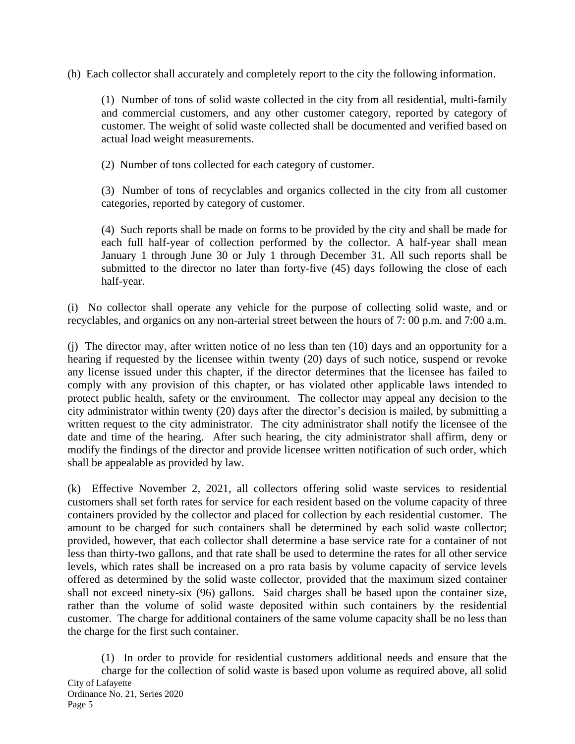(h) Each collector shall accurately and completely report to the city the following information.

(1) Number of tons of solid waste collected in the city from all residential, multi-family and commercial customers, and any other customer category, reported by category of customer. The weight of solid waste collected shall be documented and verified based on actual load weight measurements.

(2) Number of tons collected for each category of customer.

(3) Number of tons of recyclables and organics collected in the city from all customer categories, reported by category of customer.

(4) Such reports shall be made on forms to be provided by the city and shall be made for each full half-year of collection performed by the collector. A half-year shall mean January 1 through June 30 or July 1 through December 31. All such reports shall be submitted to the director no later than forty-five (45) days following the close of each half-year.

(i) No collector shall operate any vehicle for the purpose of collecting solid waste, and or recyclables, and organics on any non-arterial street between the hours of 7: 00 p.m. and 7:00 a.m.

(j) The director may, after written notice of no less than ten (10) days and an opportunity for a hearing if requested by the licensee within twenty (20) days of such notice, suspend or revoke any license issued under this chapter, if the director determines that the licensee has failed to comply with any provision of this chapter, or has violated other applicable laws intended to protect public health, safety or the environment. The collector may appeal any decision to the city administrator within twenty (20) days after the director's decision is mailed, by submitting a written request to the city administrator. The city administrator shall notify the licensee of the date and time of the hearing. After such hearing, the city administrator shall affirm, deny or modify the findings of the director and provide licensee written notification of such order, which shall be appealable as provided by law.

(k) Effective November 2, 2021, all collectors offering solid waste services to residential customers shall set forth rates for service for each resident based on the volume capacity of three containers provided by the collector and placed for collection by each residential customer. The amount to be charged for such containers shall be determined by each solid waste collector; provided, however, that each collector shall determine a base service rate for a container of not less than thirty-two gallons, and that rate shall be used to determine the rates for all other service levels, which rates shall be increased on a pro rata basis by volume capacity of service levels offered as determined by the solid waste collector, provided that the maximum sized container shall not exceed ninety-six (96) gallons. Said charges shall be based upon the container size, rather than the volume of solid waste deposited within such containers by the residential customer. The charge for additional containers of the same volume capacity shall be no less than the charge for the first such container.

(1) In order to provide for residential customers additional needs and ensure that the charge for the collection of solid waste is based upon volume as required above, all solid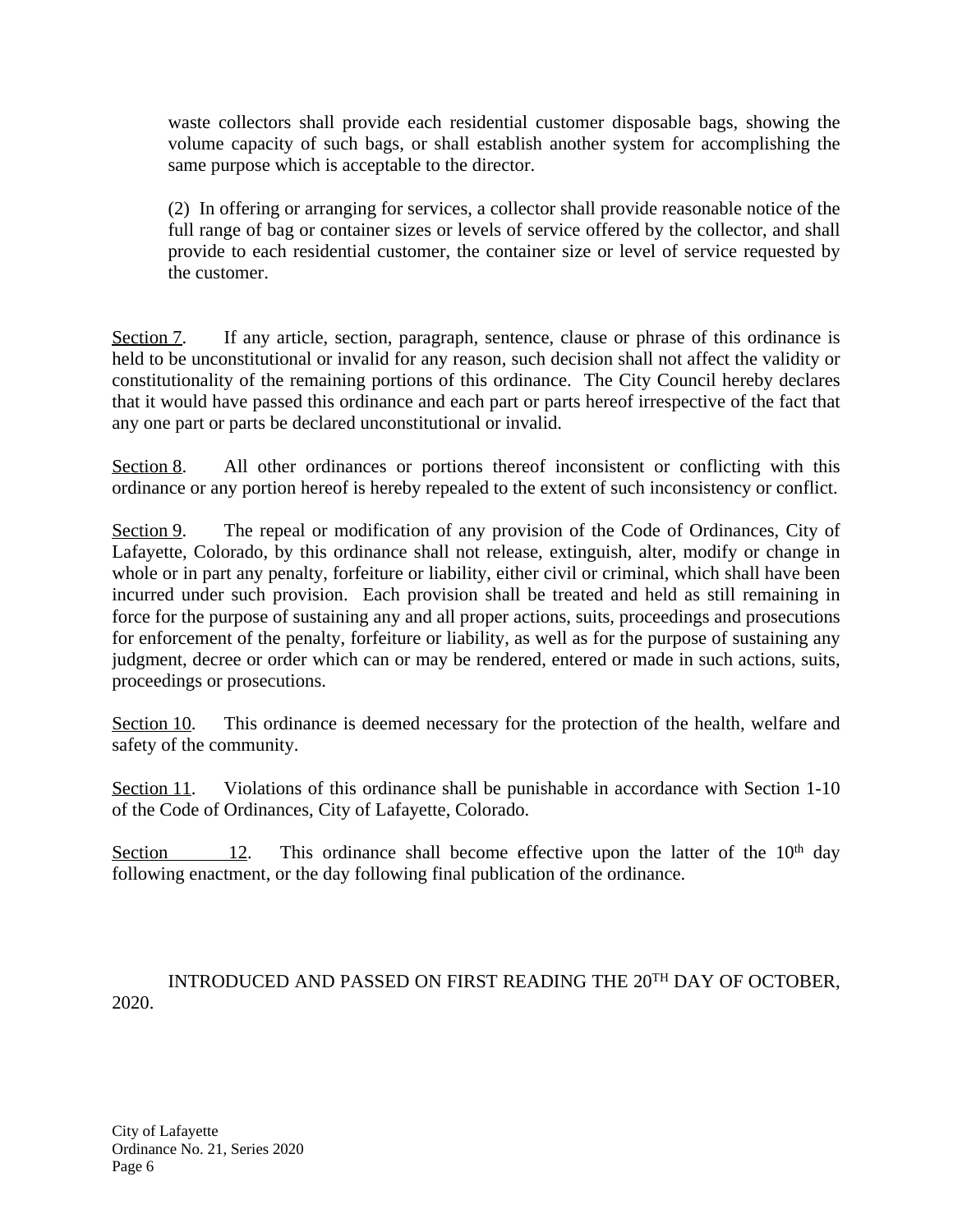waste collectors shall provide each residential customer disposable bags, showing the volume capacity of such bags, or shall establish another system for accomplishing the same purpose which is acceptable to the director.

(2) In offering or arranging for services, a collector shall provide reasonable notice of the full range of bag or container sizes or levels of service offered by the collector, and shall provide to each residential customer, the container size or level of service requested by the customer.

Section 7. If any article, section, paragraph, sentence, clause or phrase of this ordinance is held to be unconstitutional or invalid for any reason, such decision shall not affect the validity or constitutionality of the remaining portions of this ordinance. The City Council hereby declares that it would have passed this ordinance and each part or parts hereof irrespective of the fact that any one part or parts be declared unconstitutional or invalid.

Section 8. All other ordinances or portions thereof inconsistent or conflicting with this ordinance or any portion hereof is hereby repealed to the extent of such inconsistency or conflict.

Section 9. The repeal or modification of any provision of the Code of Ordinances, City of Lafayette, Colorado, by this ordinance shall not release, extinguish, alter, modify or change in whole or in part any penalty, forfeiture or liability, either civil or criminal, which shall have been incurred under such provision. Each provision shall be treated and held as still remaining in force for the purpose of sustaining any and all proper actions, suits, proceedings and prosecutions for enforcement of the penalty, forfeiture or liability, as well as for the purpose of sustaining any judgment, decree or order which can or may be rendered, entered or made in such actions, suits, proceedings or prosecutions.

Section 10. This ordinance is deemed necessary for the protection of the health, welfare and safety of the community.

Section 11. Violations of this ordinance shall be punishable in accordance with Section 1-10 of the Code of Ordinances, City of Lafayette, Colorado.

Section 12. This ordinance shall become effective upon the latter of the 10th day following enactment, or the day following final publication of the ordinance.

INTRODUCED AND PASSED ON FIRST READING THE 20TH DAY OF OCTOBER, 2020.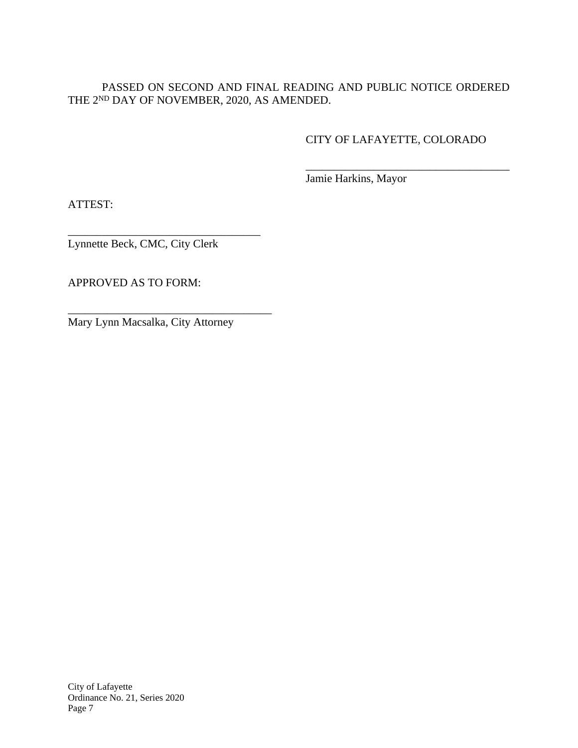PASSED ON SECOND AND FINAL READING AND PUBLIC NOTICE ORDERED THE 2ND DAY OF NOVEMBER, 2020, AS AMENDED.

CITY OF LAFAYETTE, COLORADO

_____________________________________
Jamie Harkins, Mayor

ATTEST:

___________________________________
Lynnette Beck, CMC, City Clerk

APPROVED AS TO FORM:

_____________________________________
Mary Lynn Macsalka, City Attorney